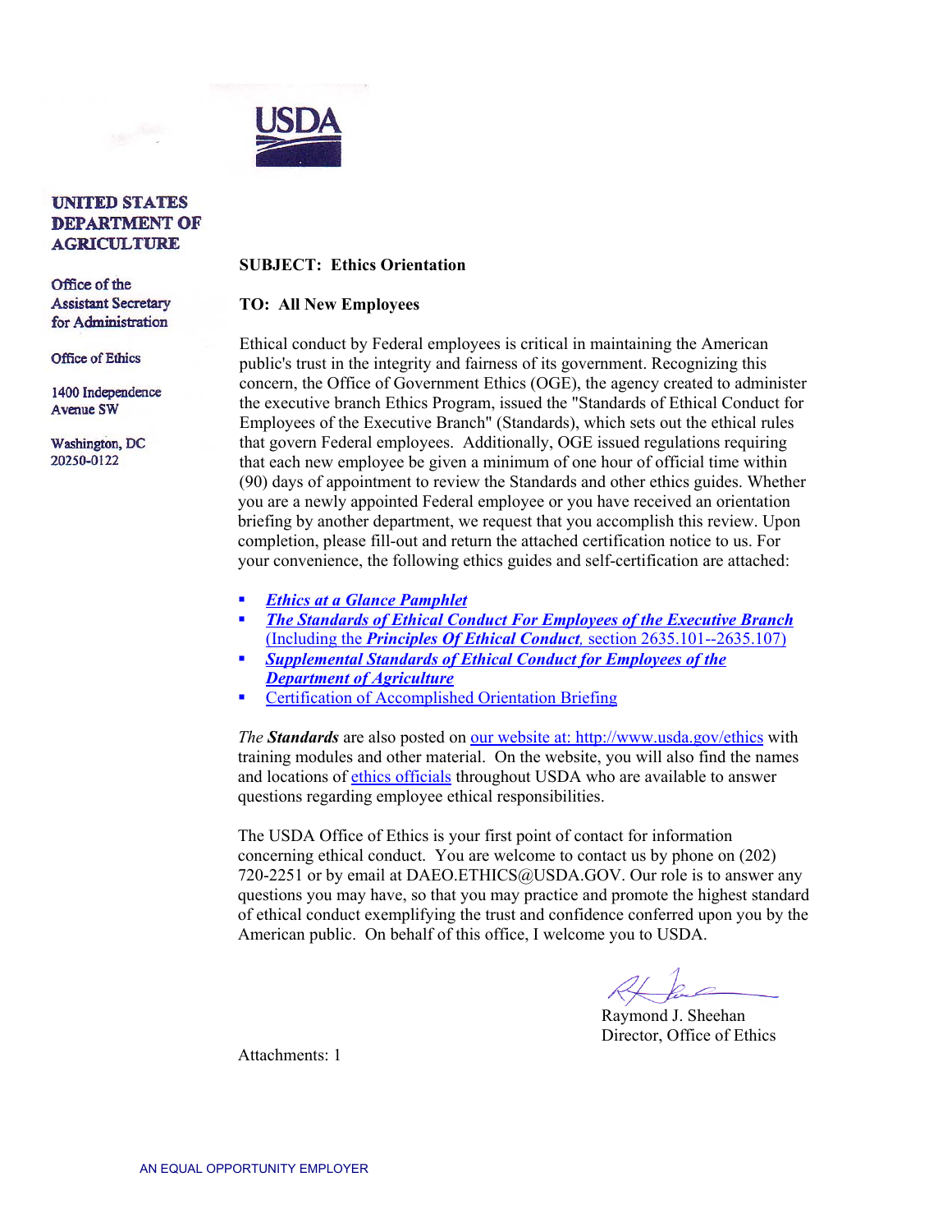USDA

**UNITED STATES DEPARTMENT OF AGRICULTURE**

Office of the Assistant Secretary for Administration

Office of Ethics

1400 Independence Avenue SW

Washington, DC 20250-0122

**SUBJECT: Ethics Orientation**

**TO: All New Employees**

Ethical conduct by Federal employees is critical in maintaining the American public's trust in the integrity and fairness of its government. Recognizing this concern, the Office of Government Ethics (OGE), the agency created to administer the executive branch Ethics Program, issued the "Standards of Ethical Conduct for Employees of the Executive Branch" (Standards), which sets out the ethical rules that govern Federal employees. Additionally, OGE issued regulations requiring that each new employee be given a minimum of one hour of official time within (90) days of appointment to review the Standards and other ethics guides. Whether you are a newly appointed Federal employee or you have received an orientation briefing by another department, we request that you accomplish this review. Upon completion, please fill-out and return the attached certification notice to us. For your convenience, the following ethics guides and self-certification are attached:

- ***Ethics at a Glance Pamphlet***
- ***The Standards of Ethical Conduct For Employees of the Executive Branch*** (Including the ***Principles Of Ethical Conduct***, section 2635.101--2635.107)
- ***Supplemental Standards of Ethical Conduct for Employees of the Department of Agriculture***
- Certification of Accomplished Orientation Briefing

*The* ***Standards*** are also posted on our website at: http://www.usda.gov/ethics with training modules and other material. On the website, you will also find the names and locations of ethics officials throughout USDA who are available to answer questions regarding employee ethical responsibilities.

The USDA Office of Ethics is your first point of contact for information concerning ethical conduct. You are welcome to contact us by phone on (202) 720-2251 or by email at DAEO.ETHICS@USDA.GOV. Our role is to answer any questions you may have, so that you may practice and promote the highest standard of ethical conduct exemplifying the trust and confidence conferred upon you by the American public. On behalf of this office, I welcome you to USDA.

Raymond J. Sheehan
Director, Office of Ethics

Attachments: 1

AN EQUAL OPPORTUNITY EMPLOYER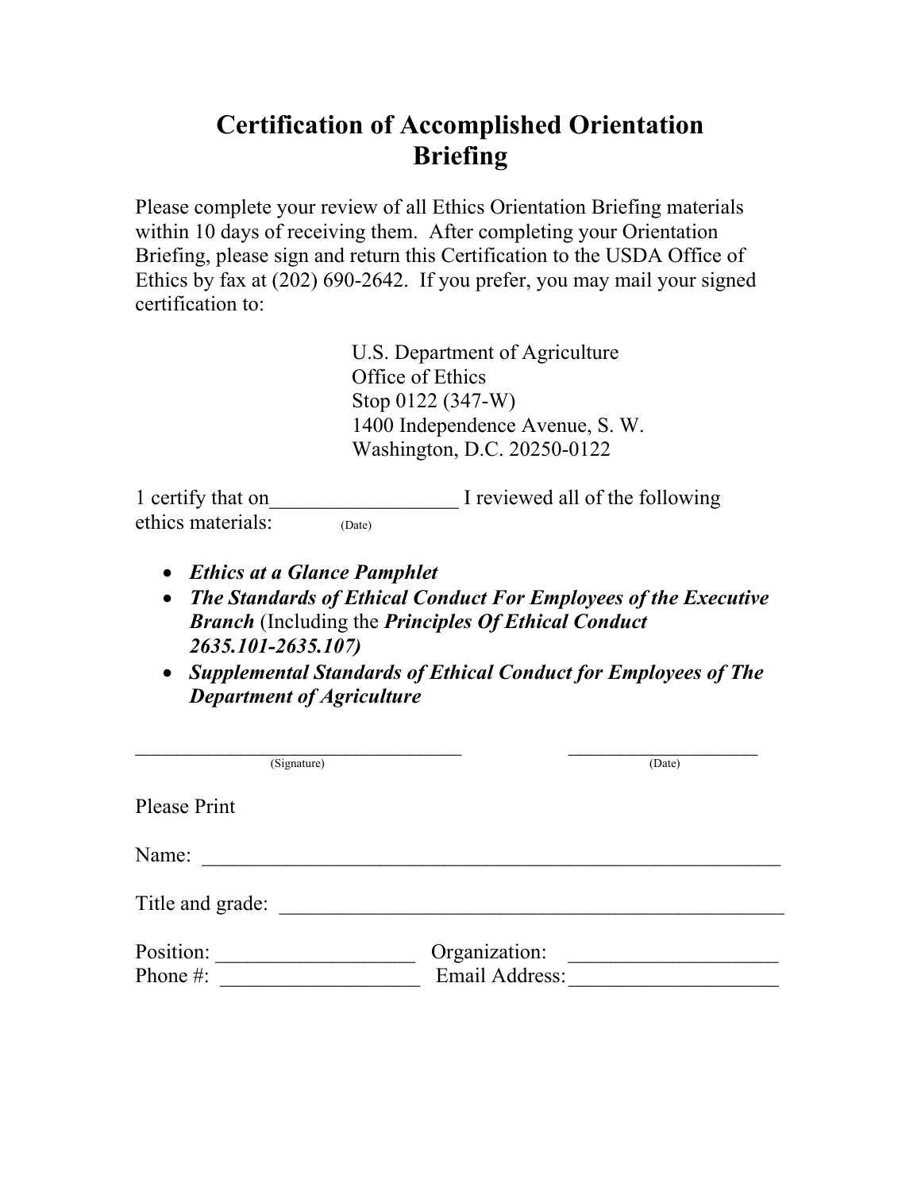# Certification of Accomplished Orientation Briefing

Please complete your review of all Ethics Orientation Briefing materials within 10 days of receiving them. After completing your Orientation Briefing, please sign and return this Certification to the USDA Office of Ethics by fax at (202) 690-2642. If you prefer, you may mail your signed certification to:

> U.S. Department of Agriculture
> Office of Ethics
> Stop 0122 (347-W)
> 1400 Independence Avenue, S. W.
> Washington, D.C. 20250-0122

1 certify that on__________________ I reviewed all of the following ethics materials: (Date)

- ***Ethics at a Glance Pamphlet***
- ***The Standards of Ethical Conduct For Employees of the Executive Branch*** (Including the ***Principles Of Ethical Conduct 2635.101-2635.107)***
- ***Supplemental Standards of Ethical Conduct for Employees of The Department of Agriculture***

_________________________________ (Signature)        ___________________ (Date)

Please Print

Name: ________________________________________________________

Title and grade: ________________________________________________

Position: ___________________ Organization: ____________________

Phone #: ___________________ Email Address:____________________